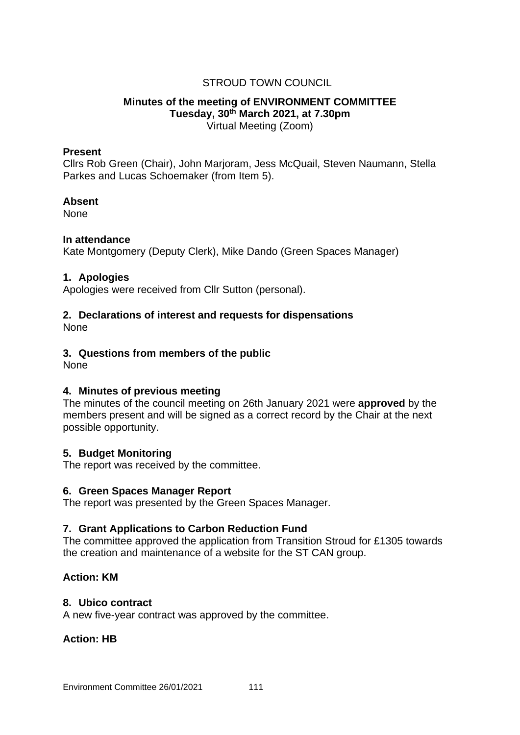STROUD TOWN COUNCIL

**Minutes of the meeting of ENVIRONMENT COMMITTEE**
**Tuesday, 30th March 2021, at 7.30pm**
Virtual Meeting (Zoom)

**Present**
Cllrs Rob Green (Chair), John Marjoram, Jess McQuail, Steven Naumann, Stella Parkes and Lucas Schoemaker (from Item 5).

**Absent**
None

**In attendance**
Kate Montgomery (Deputy Clerk), Mike Dando (Green Spaces Manager)

## 1. Apologies

Apologies were received from Cllr Sutton (personal).

## 2. Declarations of interest and requests for dispensations

None

## 3. Questions from members of the public

None

## 4. Minutes of previous meeting

The minutes of the council meeting on 26th January 2021 were **approved** by the members present and will be signed as a correct record by the Chair at the next possible opportunity.

## 5. Budget Monitoring

The report was received by the committee.

## 6. Green Spaces Manager Report

The report was presented by the Green Spaces Manager.

## 7. Grant Applications to Carbon Reduction Fund

The committee approved the application from Transition Stroud for £1305 towards the creation and maintenance of a website for the ST CAN group.

**Action: KM**

## 8. Ubico contract

A new five-year contract was approved by the committee.

**Action: HB**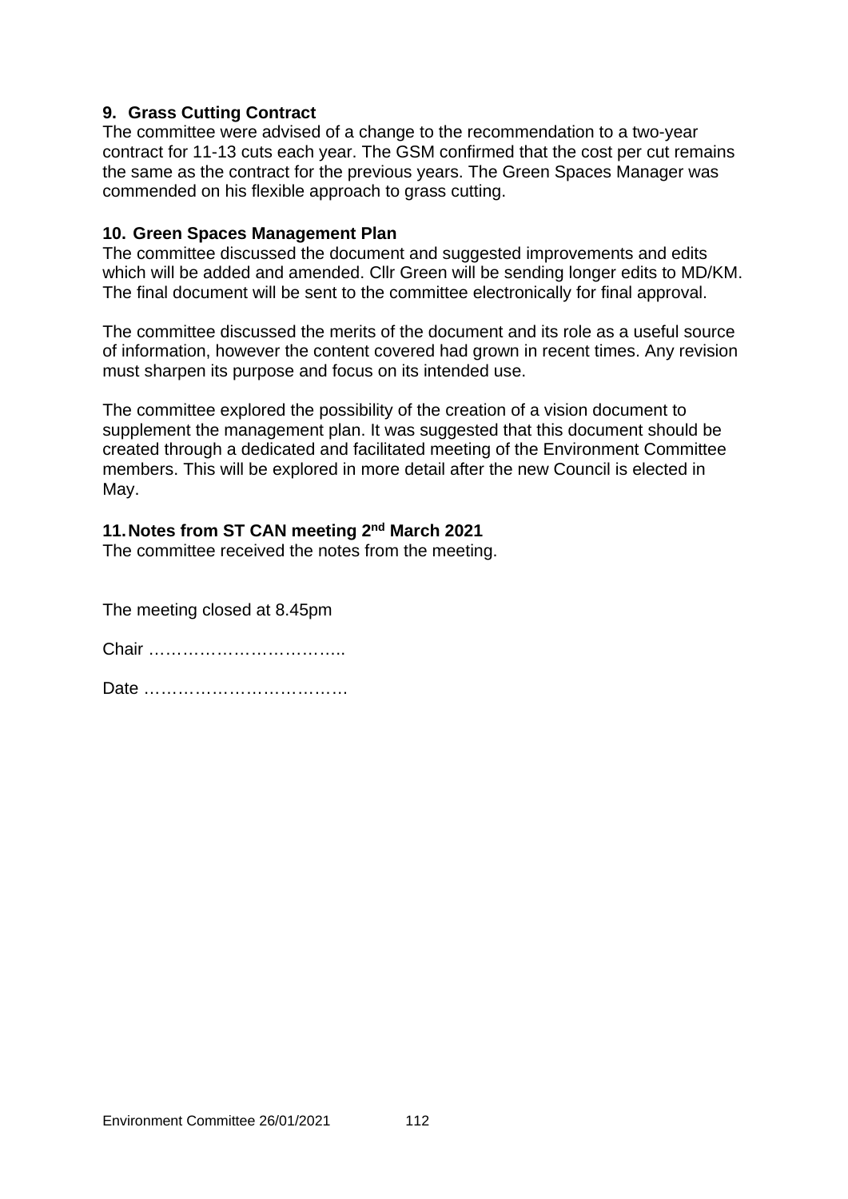**9. Grass Cutting Contract**

The committee were advised of a change to the recommendation to a two-year contract for 11-13 cuts each year. The GSM confirmed that the cost per cut remains the same as the contract for the previous years. The Green Spaces Manager was commended on his flexible approach to grass cutting.

**10. Green Spaces Management Plan**

The committee discussed the document and suggested improvements and edits which will be added and amended. Cllr Green will be sending longer edits to MD/KM. The final document will be sent to the committee electronically for final approval.

The committee discussed the merits of the document and its role as a useful source of information, however the content covered had grown in recent times. Any revision must sharpen its purpose and focus on its intended use.

The committee explored the possibility of the creation of a vision document to supplement the management plan. It was suggested that this document should be created through a dedicated and facilitated meeting of the Environment Committee members. This will be explored in more detail after the new Council is elected in May.

**11. Notes from ST CAN meeting 2nd March 2021**

The committee received the notes from the meeting.

The meeting closed at 8.45pm

Chair ……………………………..

Date ………………………………